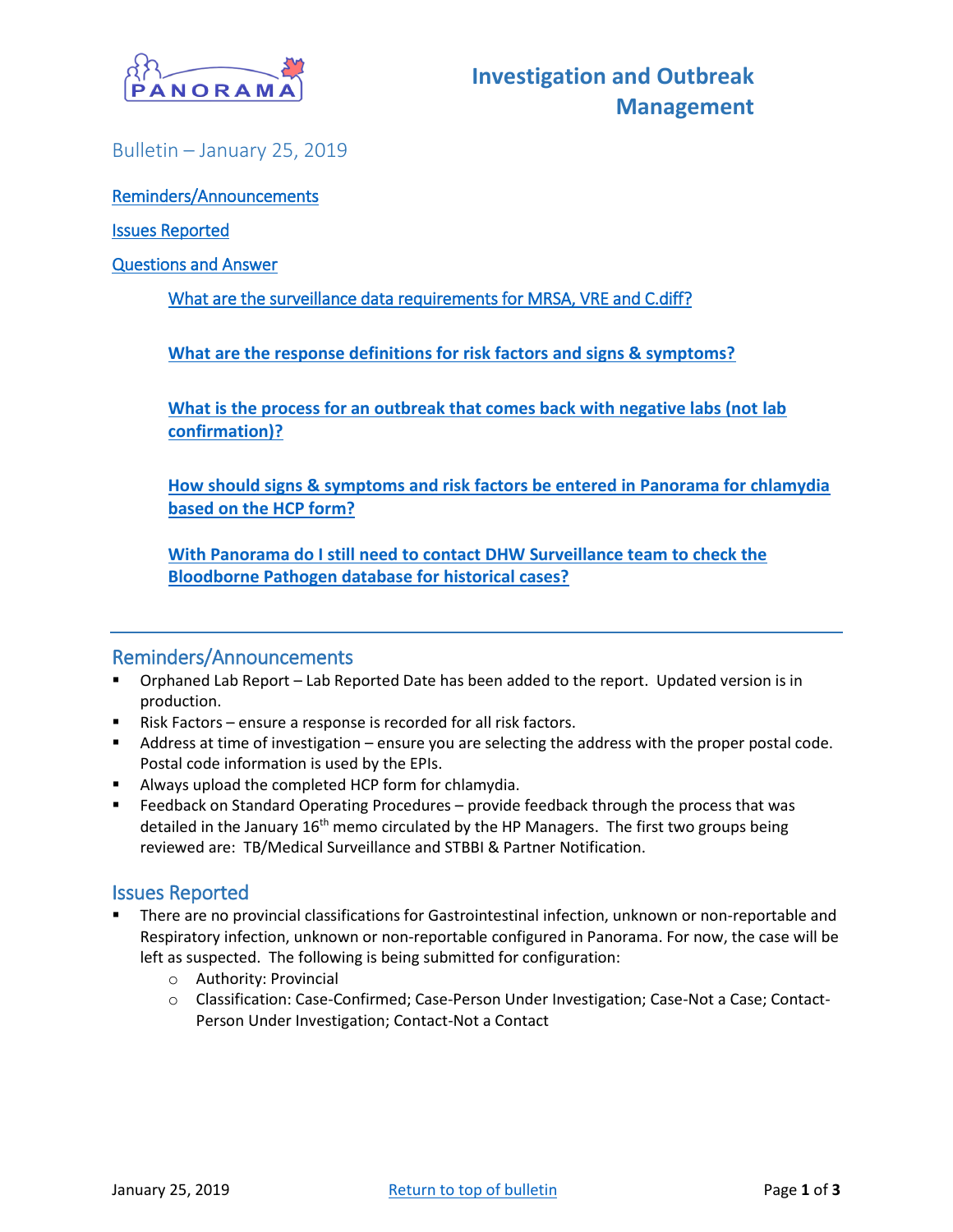# Investigation and Outbreak Management

Bulletin – January 25, 2019

Reminders/Announcements

Issues Reported

Questions and Answer

- What are the surveillance data requirements for MRSA, VRE and C.diff?
- **What are the response definitions for risk factors and signs & symptoms?**
- **What is the process for an outbreak that comes back with negative labs (not lab confirmation)?**
- **How should signs & symptoms and risk factors be entered in Panorama for chlamydia based on the HCP form?**
- **With Panorama do I still need to contact DHW Surveillance team to check the Bloodborne Pathogen database for historical cases?**

---

## Reminders/Announcements

- Orphaned Lab Report – Lab Reported Date has been added to the report. Updated version is in production.
- Risk Factors – ensure a response is recorded for all risk factors.
- Address at time of investigation – ensure you are selecting the address with the proper postal code. Postal code information is used by the EPIs.
- Always upload the completed HCP form for chlamydia.
- Feedback on Standard Operating Procedures – provide feedback through the process that was detailed in the January 16th memo circulated by the HP Managers. The first two groups being reviewed are: TB/Medical Surveillance and STBBI & Partner Notification.

## Issues Reported

- There are no provincial classifications for Gastrointestinal infection, unknown or non-reportable and Respiratory infection, unknown or non-reportable configured in Panorama. For now, the case will be left as suspected. The following is being submitted for configuration:
  - Authority: Provincial
  - Classification: Case-Confirmed; Case-Person Under Investigation; Case-Not a Case; Contact-Person Under Investigation; Contact-Not a Contact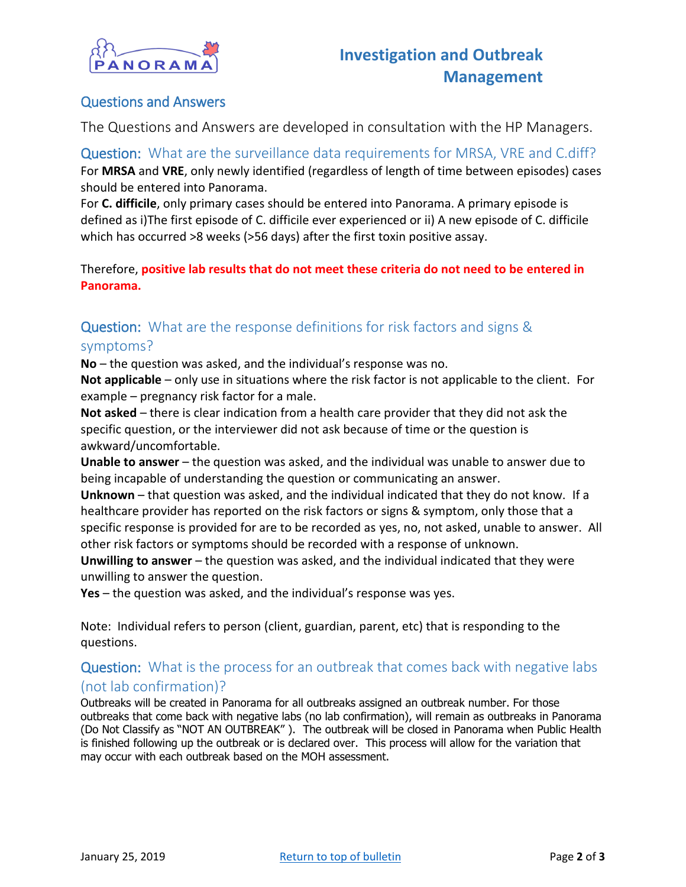# Investigation and Outbreak Management

## Questions and Answers

The Questions and Answers are developed in consultation with the HP Managers.

### Question: What are the surveillance data requirements for MRSA, VRE and C.diff?

For **MRSA** and **VRE**, only newly identified (regardless of length of time between episodes) cases should be entered into Panorama.

For **C. difficile**, only primary cases should be entered into Panorama. A primary episode is defined as i)The first episode of C. difficile ever experienced or ii) A new episode of C. difficile which has occurred >8 weeks (>56 days) after the first toxin positive assay.

Therefore, **positive lab results that do not meet these criteria do not need to be entered in Panorama.**

### Question: What are the response definitions for risk factors and signs & symptoms?

**No** – the question was asked, and the individual's response was no.

**Not applicable** – only use in situations where the risk factor is not applicable to the client. For example – pregnancy risk factor for a male.

**Not asked** – there is clear indication from a health care provider that they did not ask the specific question, or the interviewer did not ask because of time or the question is awkward/uncomfortable.

**Unable to answer** – the question was asked, and the individual was unable to answer due to being incapable of understanding the question or communicating an answer.

**Unknown** – that question was asked, and the individual indicated that they do not know. If a healthcare provider has reported on the risk factors or signs & symptom, only those that a specific response is provided for are to be recorded as yes, no, not asked, unable to answer. All other risk factors or symptoms should be recorded with a response of unknown.

**Unwilling to answer** – the question was asked, and the individual indicated that they were unwilling to answer the question.

**Yes** – the question was asked, and the individual's response was yes.

Note: Individual refers to person (client, guardian, parent, etc) that is responding to the questions.

### Question: What is the process for an outbreak that comes back with negative labs (not lab confirmation)?

Outbreaks will be created in Panorama for all outbreaks assigned an outbreak number. For those outbreaks that come back with negative labs (no lab confirmation), will remain as outbreaks in Panorama (Do Not Classify as "NOT AN OUTBREAK" ). The outbreak will be closed in Panorama when Public Health is finished following up the outbreak or is declared over. This process will allow for the variation that may occur with each outbreak based on the MOH assessment.

January 25, 2019 [Return to top of bulletin]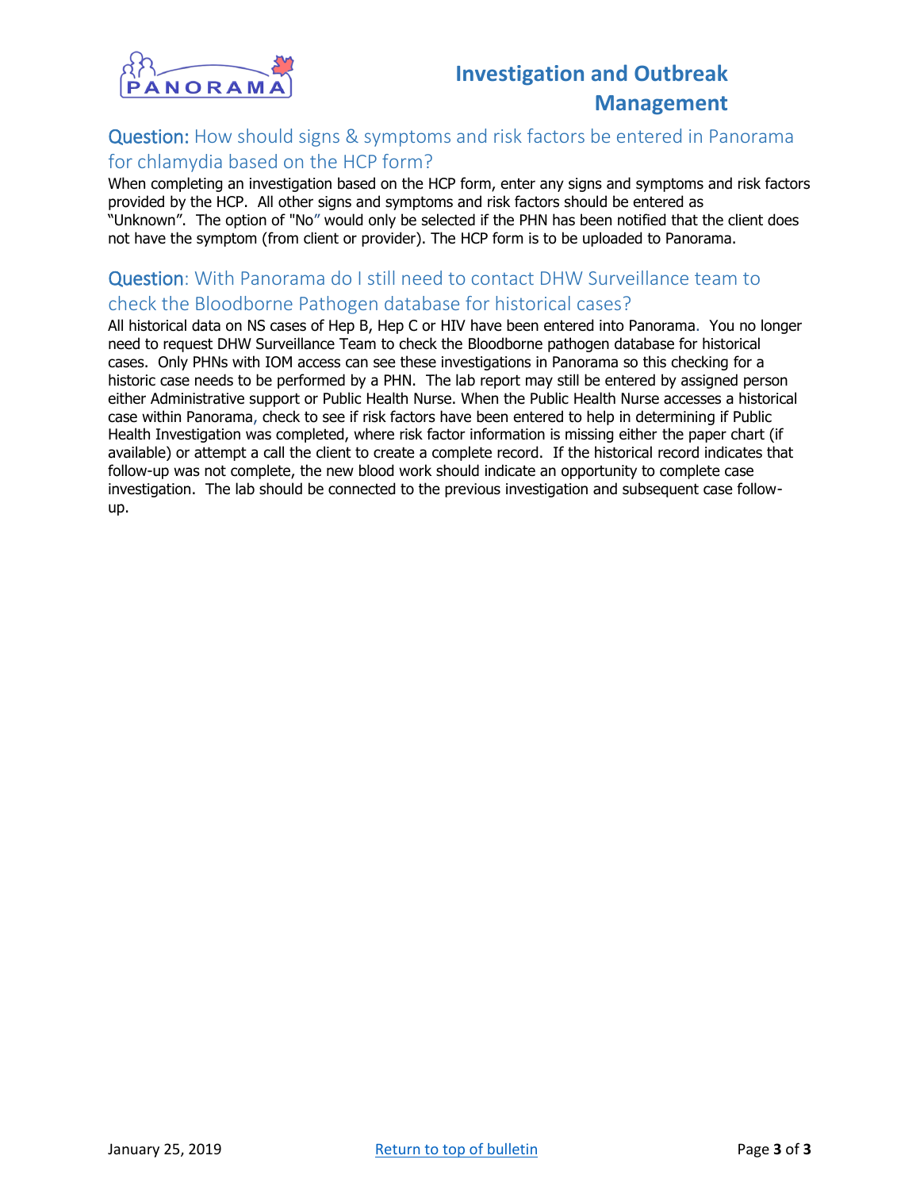## Question: How should signs & symptoms and risk factors be entered in Panorama for chlamydia based on the HCP form?

When completing an investigation based on the HCP form, enter any signs and symptoms and risk factors provided by the HCP. All other signs and symptoms and risk factors should be entered as "Unknown". The option of "No" would only be selected if the PHN has been notified that the client does not have the symptom (from client or provider). The HCP form is to be uploaded to Panorama.

## Question: With Panorama do I still need to contact DHW Surveillance team to check the Bloodborne Pathogen database for historical cases?

All historical data on NS cases of Hep B, Hep C or HIV have been entered into Panorama. You no longer need to request DHW Surveillance Team to check the Bloodborne pathogen database for historical cases. Only PHNs with IOM access can see these investigations in Panorama so this checking for a historic case needs to be performed by a PHN. The lab report may still be entered by assigned person either Administrative support or Public Health Nurse. When the Public Health Nurse accesses a historical case within Panorama, check to see if risk factors have been entered to help in determining if Public Health Investigation was completed, where risk factor information is missing either the paper chart (if available) or attempt a call the client to create a complete record. If the historical record indicates that follow-up was not complete, the new blood work should indicate an opportunity to complete case investigation. The lab should be connected to the previous investigation and subsequent case follow-up.